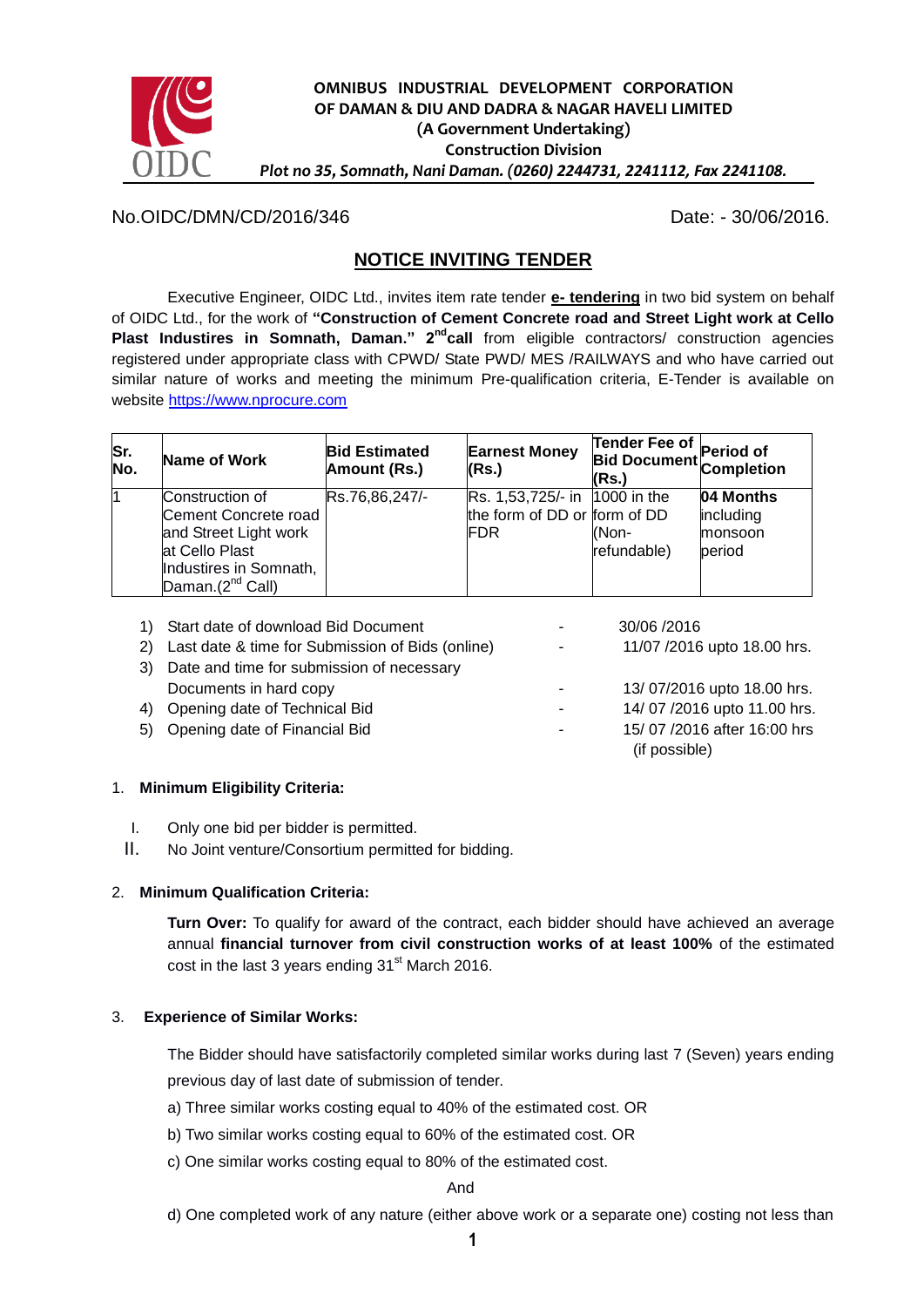**OMNIBUS INDUSTRIAL DEVELOPMENT CORPORATION**
**OF DAMAN & DIU AND DADRA & NAGAR HAVELI LIMITED**
**(A Government Undertaking)**
**Construction Division**
***Plot no 35, Somnath, Nani Daman. (0260) 2244731, 2241112, Fax 2241108.***

No.OIDC/DMN/CD/2016/346 Date: - 30/06/2016.

## NOTICE INVITING TENDER

Executive Engineer, OIDC Ltd., invites item rate tender **e- tendering** in two bid system on behalf of OIDC Ltd., for the work of **"Construction of Cement Concrete road and Street Light work at Cello Plast Industires in Somnath, Daman." 2nd call** from eligible contractors/ construction agencies registered under appropriate class with CPWD/ State PWD/ MES /RAILWAYS and who have carried out similar nature of works and meeting the minimum Pre-qualification criteria, E-Tender is available on website https://www.nprocure.com

| Sr. No. | Name of Work | Bid Estimated Amount (Rs.) | Earnest Money (Rs.) | Tender Fee of Bid Document (Rs.) | Period of Completion |
|---|---|---|---|---|---|
| 1 | Construction of Cement Concrete road and Street Light work at Cello Plast Industires in Somnath, Daman.(2nd Call) | Rs.76,86,247/- | Rs. 1,53,725/- in the form of DD or FDR | 1000 in the form of DD (Non-refundable) | **04 Months** including monsoon period |

1) Start date of download Bid Document - 30/06 /2016
2) Last date & time for Submission of Bids (online) - 11/07 /2016 upto 18.00 hrs.
3) Date and time for submission of necessary Documents in hard copy - 13/ 07/2016 upto 18.00 hrs.
4) Opening date of Technical Bid - 14/ 07 /2016 upto 11.00 hrs.
5) Opening date of Financial Bid - 15/ 07 /2016 after 16:00 hrs (if possible)

1. **Minimum Eligibility Criteria:**

   I. Only one bid per bidder is permitted.
   II. No Joint venture/Consortium permitted for bidding.

2. **Minimum Qualification Criteria:**

   **Turn Over:** To qualify for award of the contract, each bidder should have achieved an average annual **financial turnover from civil construction works of at least 100%** of the estimated cost in the last 3 years ending 31st March 2016.

3. **Experience of Similar Works:**

   The Bidder should have satisfactorily completed similar works during last 7 (Seven) years ending previous day of last date of submission of tender.

   a) Three similar works costing equal to 40% of the estimated cost. OR

   b) Two similar works costing equal to 60% of the estimated cost. OR

   c) One similar works costing equal to 80% of the estimated cost.

   And

   d) One completed work of any nature (either above work or a separate one) costing not less than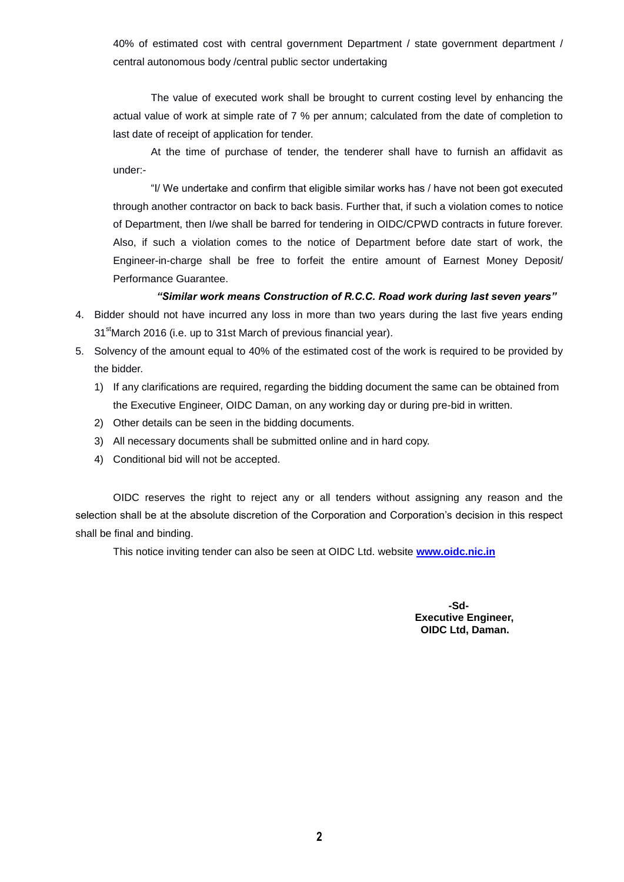40% of estimated cost with central government Department / state government department / central autonomous body /central public sector undertaking

The value of executed work shall be brought to current costing level by enhancing the actual value of work at simple rate of 7 % per annum; calculated from the date of completion to last date of receipt of application for tender.

At the time of purchase of tender, the tenderer shall have to furnish an affidavit as under:-

"I/ We undertake and confirm that eligible similar works has / have not been got executed through another contractor on back to back basis. Further that, if such a violation comes to notice of Department, then I/we shall be barred for tendering in OIDC/CPWD contracts in future forever. Also, if such a violation comes to the notice of Department before date start of work, the Engineer-in-charge shall be free to forfeit the entire amount of Earnest Money Deposit/ Performance Guarantee.

***"Similar work means Construction of R.C.C. Road work during last seven years"***

4. Bidder should not have incurred any loss in more than two years during the last five years ending 31st March 2016 (i.e. up to 31st March of previous financial year).
5. Solvency of the amount equal to 40% of the estimated cost of the work is required to be provided by the bidder.
   1) If any clarifications are required, regarding the bidding document the same can be obtained from the Executive Engineer, OIDC Daman, on any working day or during pre-bid in written.
   2) Other details can be seen in the bidding documents.
   3) All necessary documents shall be submitted online and in hard copy.
   4) Conditional bid will not be accepted.

OIDC reserves the right to reject any or all tenders without assigning any reason and the selection shall be at the absolute discretion of the Corporation and Corporation's decision in this respect shall be final and binding.

This notice inviting tender can also be seen at OIDC Ltd. website **www.oidc.nic.in**

**-Sd-**
**Executive Engineer,**
**OIDC Ltd, Daman.**